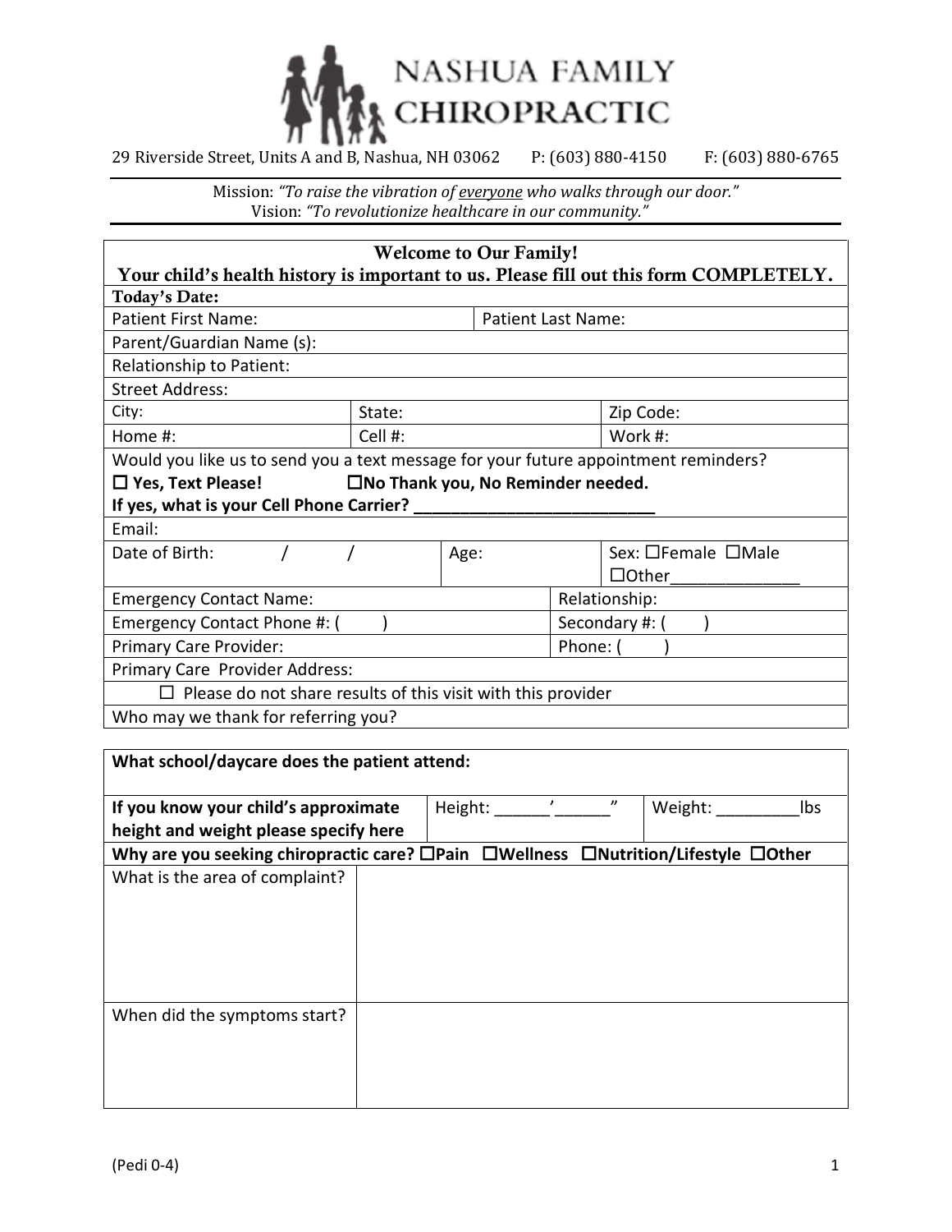# NASHUA FAMILY CHIROPRACTIC

29 Riverside Street, Units A and B, Nashua, NH 03062 P: (603) 880-4150 F: (603) 880-6765

Mission: *"To raise the vibration of everyone who walks through our door."*
Vision: *"To revolutionize healthcare in our community."*

| **Welcome to Our Family!** **Your child's health history is important to us. Please fill out this form COMPLETELY.** | | |
|---|---|---|
| **Today's Date:** | | |
| Patient First Name: | Patient Last Name: | |
| Parent/Guardian Name (s): | | |
| Relationship to Patient: | | |
| Street Address: | | |
| City: | State: | Zip Code: |
| Home #: | Cell #: | Work #: |
| Would you like us to send you a text message for your future appointment reminders? ☐ **Yes, Text Please!** ☐ **No Thank you, No Reminder needed.** **If yes, what is your Cell Phone Carrier? ___________________________** | | |
| Email: | | |
| Date of Birth: / / | Age: | Sex: ☐Female ☐Male ☐Other______________ |
| Emergency Contact Name: | Relationship: | |
| Emergency Contact Phone #: ( ) | Secondary #: ( ) | |
| Primary Care Provider: | Phone: ( ) | |
| Primary Care Provider Address: | | |
| ☐ Please do not share results of this visit with this provider | | |
| Who may we thank for referring you? | | |

| **What school/daycare does the patient attend:** | | |
|---|---|---|
| **If you know your child's approximate height and weight please specify here** | Height: ______'______" | Weight: _________lbs |
| **Why are you seeking chiropractic care?** ☐**Pain** ☐**Wellness** ☐**Nutrition/Lifestyle** ☐**Other** | | |
| What is the area of complaint? | | |
| When did the symptoms start? | | |

(Pedi 0-4)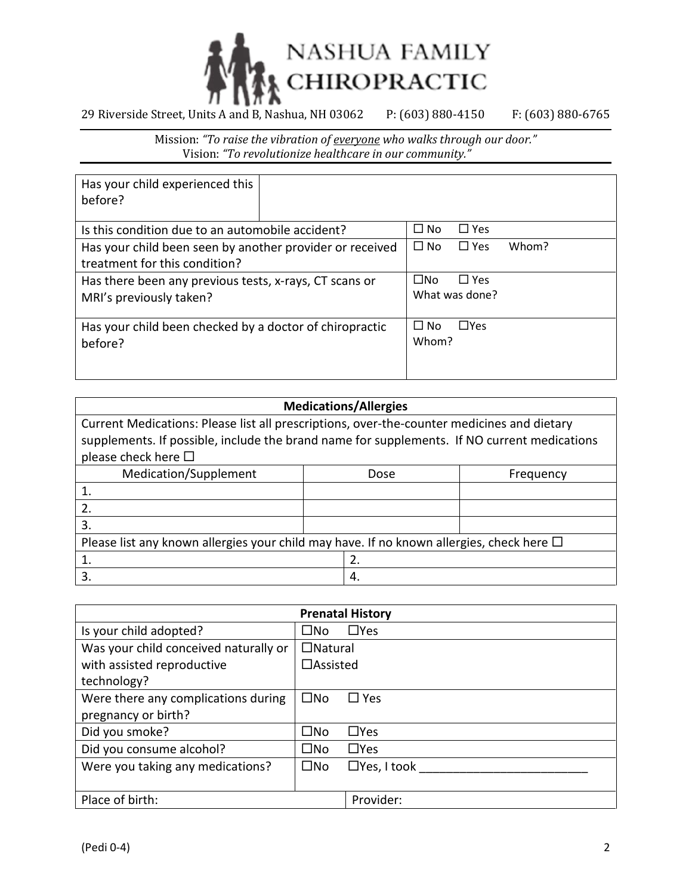# NASHUA FAMILY CHIROPRACTIC

29 Riverside Street, Units A and B, Nashua, NH 03062 P: (603) 880-4150 F: (603) 880-6765

Mission: *"To raise the vibration of everyone who walks through our door."*
Vision: *"To revolutionize healthcare in our community."*

| | |
|---|---|
| Has your child experienced this before? | |
| Is this condition due to an automobile accident? | ☐ No ☐ Yes |
| Has your child been seen by another provider or received treatment for this condition? | ☐ No ☐ Yes Whom? |
| Has there been any previous tests, x-rays, CT scans or MRI's previously taken? | ☐No ☐ Yes<br>What was done? |
| Has your child been checked by a doctor of chiropractic before? | ☐ No ☐Yes<br>Whom? |

| Medications/Allergies | | |
|---|---|---|
| Current Medications: Please list all prescriptions, over-the-counter medicines and dietary supplements. If possible, include the brand name for supplements. If NO current medications please check here ☐ | | |
| Medication/Supplement | Dose | Frequency |
| 1. | | |
| 2. | | |
| 3. | | |

| Please list any known allergies your child may have. If no known allergies, check here ☐ | |
|---|---|
| 1. | 2. |
| 3. | 4. |

| Prenatal History | |
|---|---|
| Is your child adopted? | ☐No ☐Yes |
| Was your child conceived naturally or with assisted reproductive technology? | ☐Natural<br>☐Assisted |
| Were there any complications during pregnancy or birth? | ☐No ☐ Yes |
| Did you smoke? | ☐No ☐Yes |
| Did you consume alcohol? | ☐No ☐Yes |
| Were you taking any medications? | ☐No ☐Yes, I took ________________________ |
| Place of birth: | Provider: |

(Pedi 0-4)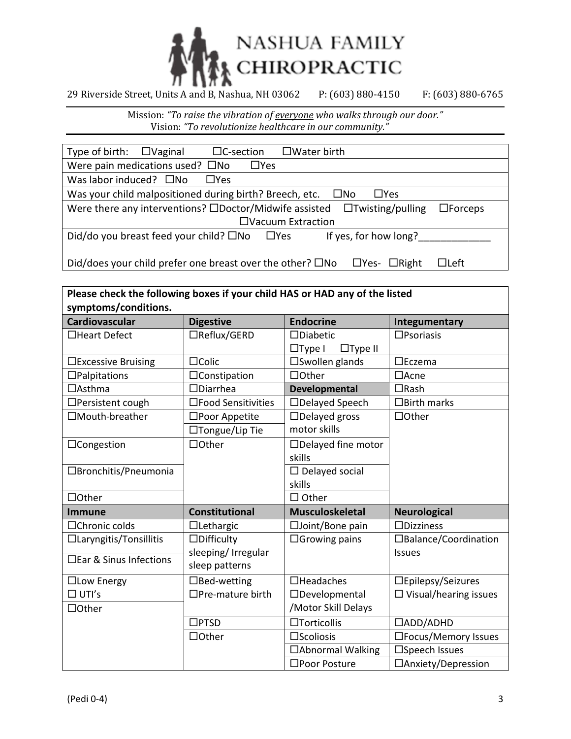# NASHUA FAMILY CHIROPRACTIC

29 Riverside Street, Units A and B, Nashua, NH 03062 P: (603) 880-4150 F: (603) 880-6765

Mission: *"To raise the vibration of everyone who walks through our door."*
Vision: *"To revolutionize healthcare in our community."*

| |
|---|
| Type of birth: ☐Vaginal ☐C-section ☐Water birth |
| Were pain medications used? ☐No ☐Yes |
| Was labor induced? ☐No ☐Yes |
| Was your child malpositioned during birth? Breech, etc. ☐No ☐Yes |
| Were there any interventions? ☐Doctor/Midwife assisted ☐Twisting/pulling ☐Forceps ☐Vacuum Extraction |
| Did/do you breast feed your child? ☐No ☐Yes If yes, for how long?_____________ <br><br> Did/does your child prefer one breast over the other? ☐No ☐Yes- ☐Right ☐Left |

**Please check the following boxes if your child HAS or HAD any of the listed symptoms/conditions.**

| Cardiovascular | Digestive | Endocrine | Integumentary |
|---|---|---|---|
| ☐Heart Defect | ☐Reflux/GERD | ☐Diabetic ☐Type I ☐Type II | ☐Psoriasis |
| ☐Excessive Bruising | ☐Colic | ☐Swollen glands | ☐Eczema |
| ☐Palpitations | ☐Constipation | ☐Other | ☐Acne |
| ☐Asthma | ☐Diarrhea | **Developmental** | ☐Rash |
| ☐Persistent cough | ☐Food Sensitivities | ☐Delayed Speech | ☐Birth marks |
| ☐Mouth-breather | ☐Poor Appetite ☐Tongue/Lip Tie | ☐Delayed gross motor skills | ☐Other |
| ☐Congestion | ☐Other | ☐Delayed fine motor skills | |
| ☐Bronchitis/Pneumonia | | ☐ Delayed social skills | |
| ☐Other | | ☐ Other | |
| **Immune** | **Constitutional** | **Musculoskeletal** | **Neurological** |
| ☐Chronic colds | ☐Lethargic | ☐Joint/Bone pain | ☐Dizziness |
| ☐Laryngitis/Tonsillitis | ☐Difficulty sleeping/ Irregular sleep patterns | ☐Growing pains | ☐Balance/Coordination Issues |
| ☐Ear & Sinus Infections | | | |
| ☐Low Energy | ☐Bed-wetting | ☐Headaches | ☐Epilepsy/Seizures |
| ☐ UTI's | ☐Pre-mature birth | ☐Developmental /Motor Skill Delays | ☐ Visual/hearing issues |
| ☐Other | | | |
| | ☐PTSD | ☐Torticollis | ☐ADD/ADHD |
| | ☐Other | ☐Scoliosis | ☐Focus/Memory Issues |
| | | ☐Abnormal Walking | ☐Speech Issues |
| | | ☐Poor Posture | ☐Anxiety/Depression |

(Pedi 0-4)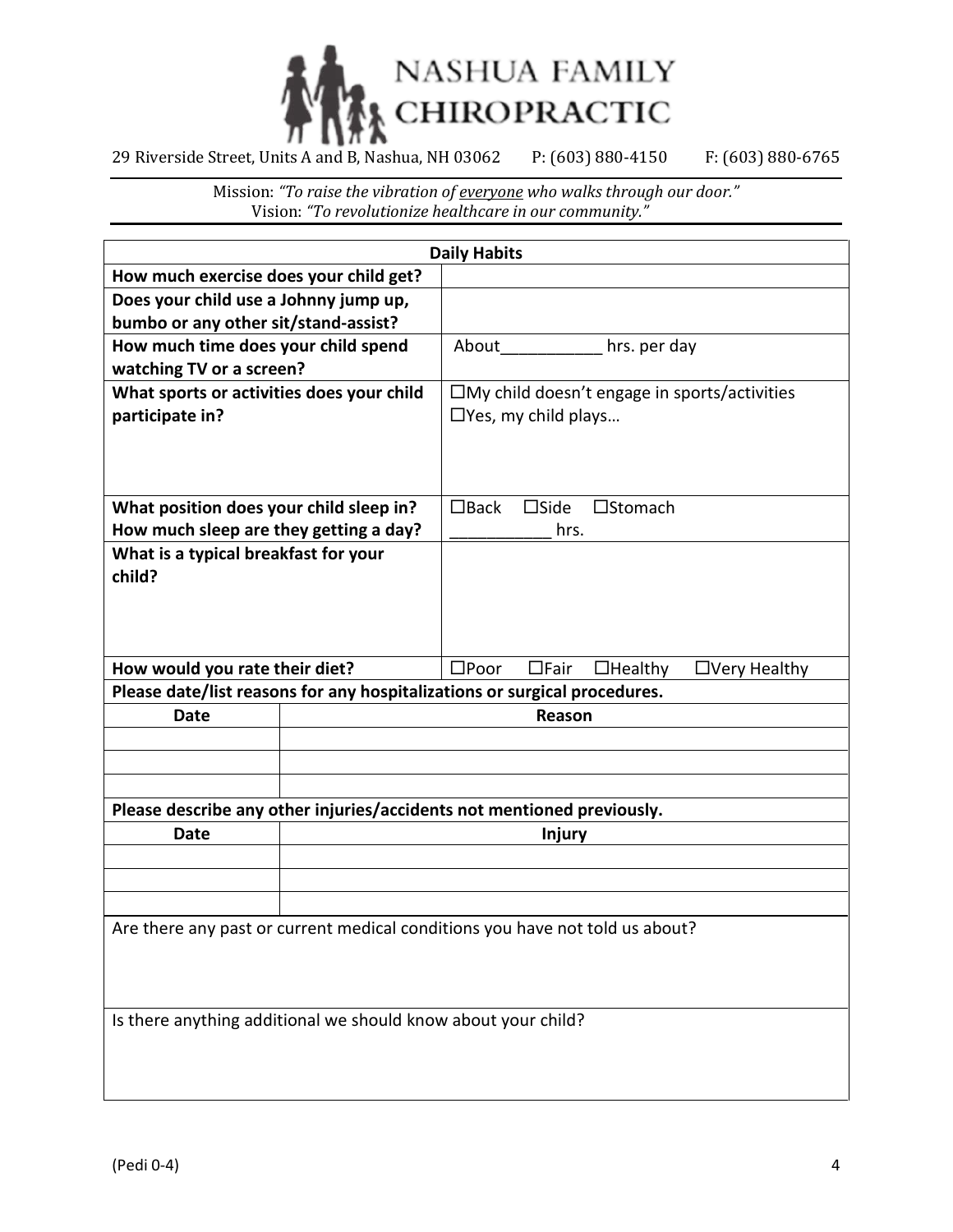# NASHUA FAMILY CHIROPRACTIC

29 Riverside Street, Units A and B, Nashua, NH 03062 P: (603) 880-4150 F: (603) 880-6765

Mission: *"To raise the vibration of everyone who walks through our door."*
Vision: *"To revolutionize healthcare in our community."*

| **Daily Habits** | |
|---|---|
| **How much exercise does your child get?** | |
| **Does your child use a Johnny jump up, bumbo or any other sit/stand-assist?** | |
| **How much time does your child spend watching TV or a screen?** | About___________ hrs. per day |
| **What sports or activities does your child participate in?** | ☐My child doesn't engage in sports/activities<br>☐Yes, my child plays… |
| **What position does your child sleep in?**<br>**How much sleep are they getting a day?** | ☐Back ☐Side ☐Stomach<br>___________ hrs. |
| **What is a typical breakfast for your child?** | |
| **How would you rate their diet?** | ☐Poor ☐Fair ☐Healthy ☐Very Healthy |

**Please date/list reasons for any hospitalizations or surgical procedures.**

| Date | Reason |
|---|---|
| | |
| | |
| | |

**Please describe any other injuries/accidents not mentioned previously.**

| Date | Injury |
|---|---|
| | |
| | |
| | |

Are there any past or current medical conditions you have not told us about?

Is there anything additional we should know about your child?

(Pedi 0-4)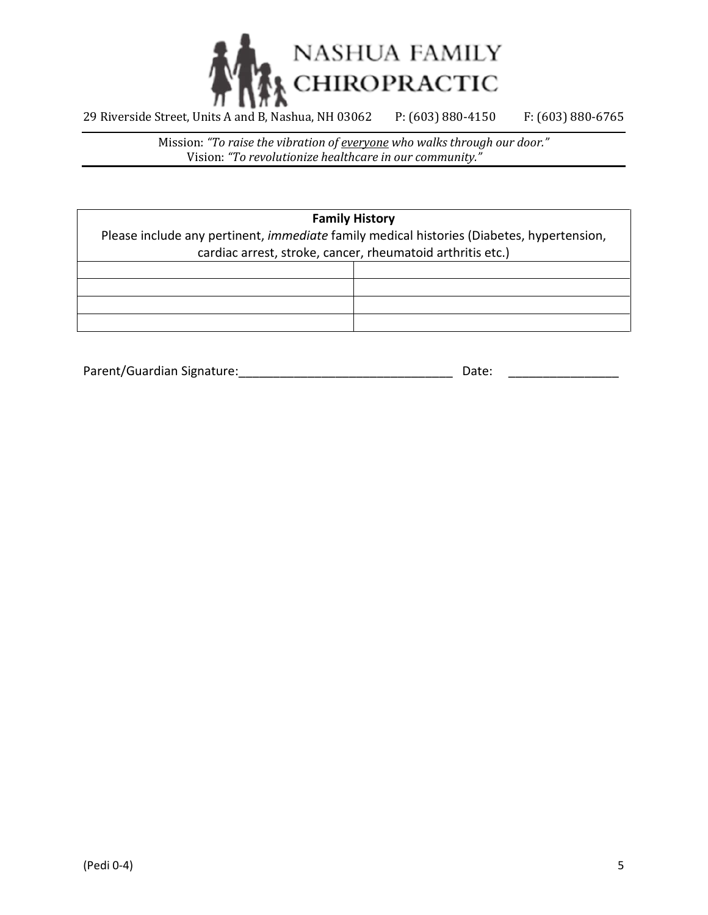# NASHUA FAMILY CHIROPRACTIC

29 Riverside Street, Units A and B, Nashua, NH 03062 P: (603) 880-4150 F: (603) 880-6765

Mission: *"To raise the vibration of <u>everyone</u> who walks through our door."*
Vision: *"To revolutionize healthcare in our community."*

| **Family History** Please include any pertinent, *immediate* family medical histories (Diabetes, hypertension, cardiac arrest, stroke, cancer, rheumatoid arthritis etc.) | |
|---|---|
| | |
| | |
| | |
| | |

Parent/Guardian Signature:________________________________ Date: ________________

(Pedi 0-4)